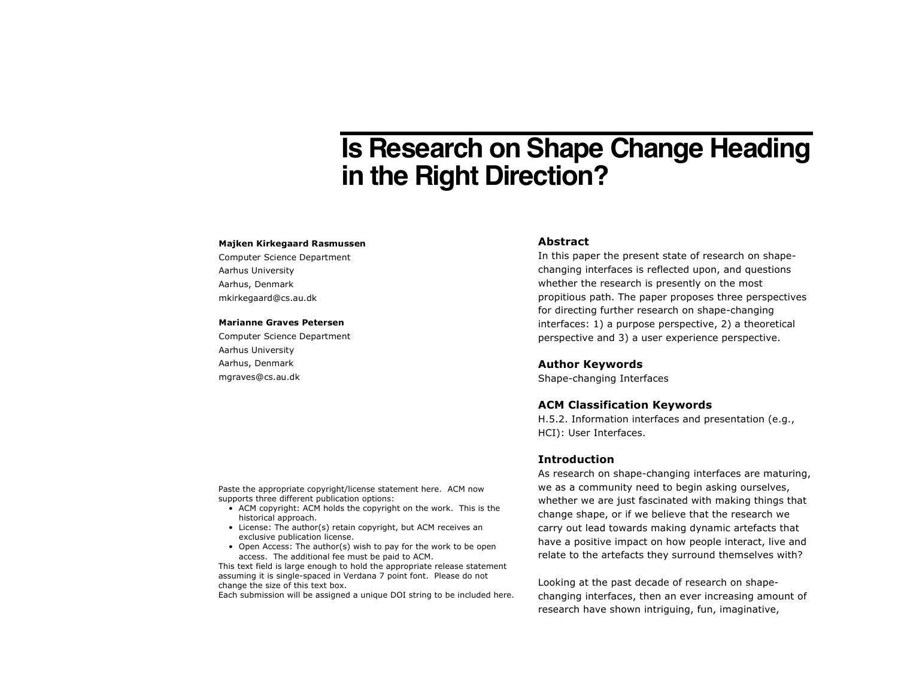# Is Research on Shape Change Heading in the Right Direction?

**Majken Kirkegaard Rasmussen**
Computer Science Department
Aarhus University
Aarhus, Denmark
mkirkegaard@cs.au.dk

**Marianne Graves Petersen**
Computer Science Department
Aarhus University
Aarhus, Denmark
mgraves@cs.au.dk

Paste the appropriate copyright/license statement here. ACM now supports three different publication options:

- ACM copyright: ACM holds the copyright on the work. This is the historical approach.
- License: The author(s) retain copyright, but ACM receives an exclusive publication license.
- Open Access: The author(s) wish to pay for the work to be open access. The additional fee must be paid to ACM.

This text field is large enough to hold the appropriate release statement assuming it is single-spaced in Verdana 7 point font. Please do not change the size of this text box.
Each submission will be assigned a unique DOI string to be included here.

## Abstract

In this paper the present state of research on shape-changing interfaces is reflected upon, and questions whether the research is presently on the most propitious path. The paper proposes three perspectives for directing further research on shape-changing interfaces: 1) a purpose perspective, 2) a theoretical perspective and 3) a user experience perspective.

## Author Keywords

Shape-changing Interfaces

## ACM Classification Keywords

H.5.2. Information interfaces and presentation (e.g., HCI): User Interfaces.

## Introduction

As research on shape-changing interfaces are maturing, we as a community need to begin asking ourselves, whether we are just fascinated with making things that change shape, or if we believe that the research we carry out lead towards making dynamic artefacts that have a positive impact on how people interact, live and relate to the artefacts they surround themselves with?

Looking at the past decade of research on shape-changing interfaces, then an ever increasing amount of research have shown intriguing, fun, imaginative,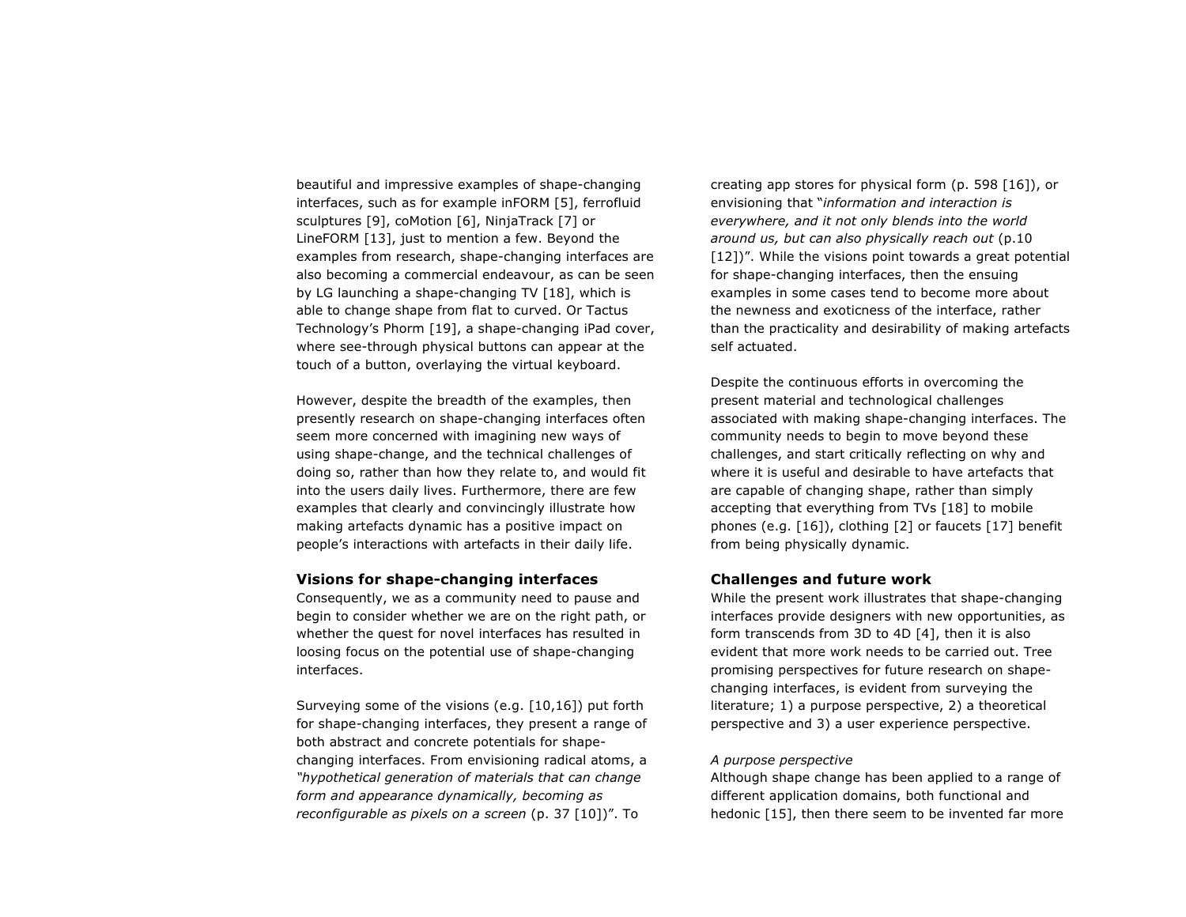beautiful and impressive examples of shape-changing interfaces, such as for example inFORM [5], ferrofluid sculptures [9], coMotion [6], NinjaTrack [7] or LineFORM [13], just to mention a few. Beyond the examples from research, shape-changing interfaces are also becoming a commercial endeavour, as can be seen by LG launching a shape-changing TV [18], which is able to change shape from flat to curved. Or Tactus Technology's Phorm [19], a shape-changing iPad cover, where see-through physical buttons can appear at the touch of a button, overlaying the virtual keyboard.

However, despite the breadth of the examples, then presently research on shape-changing interfaces often seem more concerned with imagining new ways of using shape-change, and the technical challenges of doing so, rather than how they relate to, and would fit into the users daily lives. Furthermore, there are few examples that clearly and convincingly illustrate how making artefacts dynamic has a positive impact on people's interactions with artefacts in their daily life.

## Visions for shape-changing interfaces

Consequently, we as a community need to pause and begin to consider whether we are on the right path, or whether the quest for novel interfaces has resulted in loosing focus on the potential use of shape-changing interfaces.

Surveying some of the visions (e.g. [10,16]) put forth for shape-changing interfaces, they present a range of both abstract and concrete potentials for shape-changing interfaces. From envisioning radical atoms, a *"hypothetical generation of materials that can change form and appearance dynamically, becoming as reconfigurable as pixels on a screen* (p. 37 [10])". To creating app stores for physical form (p. 598 [16]), or envisioning that "*information and interaction is everywhere, and it not only blends into the world around us, but can also physically reach out* (p.10 [12])". While the visions point towards a great potential for shape-changing interfaces, then the ensuing examples in some cases tend to become more about the newness and exoticness of the interface, rather than the practicality and desirability of making artefacts self actuated.

Despite the continuous efforts in overcoming the present material and technological challenges associated with making shape-changing interfaces. The community needs to begin to move beyond these challenges, and start critically reflecting on why and where it is useful and desirable to have artefacts that are capable of changing shape, rather than simply accepting that everything from TVs [18] to mobile phones (e.g. [16]), clothing [2] or faucets [17] benefit from being physically dynamic.

## Challenges and future work

While the present work illustrates that shape-changing interfaces provide designers with new opportunities, as form transcends from 3D to 4D [4], then it is also evident that more work needs to be carried out. Tree promising perspectives for future research on shape-changing interfaces, is evident from surveying the literature; 1) a purpose perspective, 2) a theoretical perspective and 3) a user experience perspective.

### *A purpose perspective*

Although shape change has been applied to a range of different application domains, both functional and hedonic [15], then there seem to be invented far more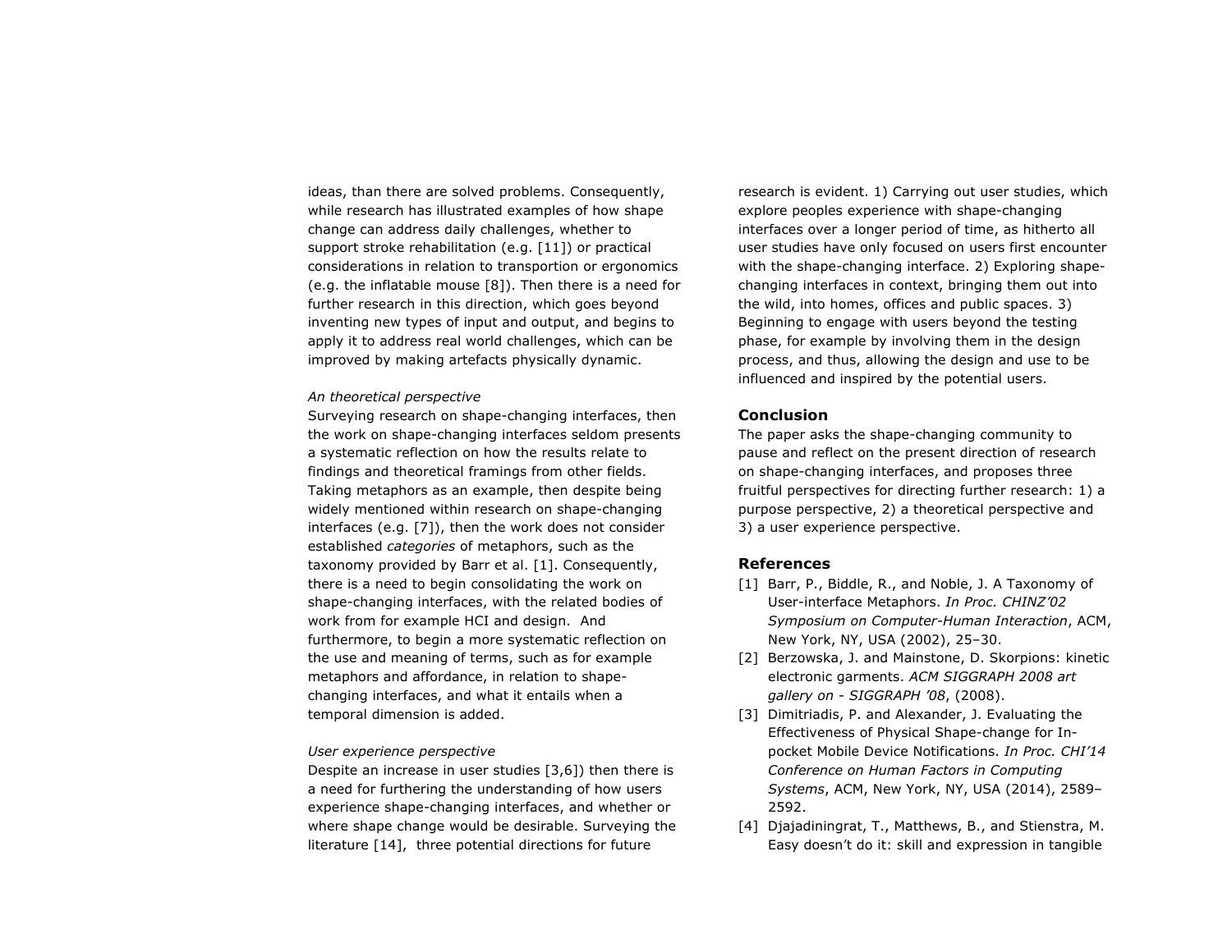ideas, than there are solved problems. Consequently, while research has illustrated examples of how shape change can address daily challenges, whether to support stroke rehabilitation (e.g. [11]) or practical considerations in relation to transportion or ergonomics (e.g. the inflatable mouse [8]). Then there is a need for further research in this direction, which goes beyond inventing new types of input and output, and begins to apply it to address real world challenges, which can be improved by making artefacts physically dynamic.

*An theoretical perspective*

Surveying research on shape-changing interfaces, then the work on shape-changing interfaces seldom presents a systematic reflection on how the results relate to findings and theoretical framings from other fields. Taking metaphors as an example, then despite being widely mentioned within research on shape-changing interfaces (e.g. [7]), then the work does not consider established *categories* of metaphors, such as the taxonomy provided by Barr et al. [1]. Consequently, there is a need to begin consolidating the work on shape-changing interfaces, with the related bodies of work from for example HCI and design. And furthermore, to begin a more systematic reflection on the use and meaning of terms, such as for example metaphors and affordance, in relation to shape-changing interfaces, and what it entails when a temporal dimension is added.

*User experience perspective*

Despite an increase in user studies [3,6]) then there is a need for furthering the understanding of how users experience shape-changing interfaces, and whether or where shape change would be desirable. Surveying the literature [14], three potential directions for future research is evident. 1) Carrying out user studies, which explore peoples experience with shape-changing interfaces over a longer period of time, as hitherto all user studies have only focused on users first encounter with the shape-changing interface. 2) Exploring shape-changing interfaces in context, bringing them out into the wild, into homes, offices and public spaces. 3) Beginning to engage with users beyond the testing phase, for example by involving them in the design process, and thus, allowing the design and use to be influenced and inspired by the potential users.

## Conclusion

The paper asks the shape-changing community to pause and reflect on the present direction of research on shape-changing interfaces, and proposes three fruitful perspectives for directing further research: 1) a purpose perspective, 2) a theoretical perspective and 3) a user experience perspective.

## References

[1] Barr, P., Biddle, R., and Noble, J. A Taxonomy of User-interface Metaphors. *In Proc. CHINZ'02 Symposium on Computer-Human Interaction*, ACM, New York, NY, USA (2002), 25–30.

[2] Berzowska, J. and Mainstone, D. Skorpions: kinetic electronic garments. *ACM SIGGRAPH 2008 art gallery on - SIGGRAPH '08*, (2008).

[3] Dimitriadis, P. and Alexander, J. Evaluating the Effectiveness of Physical Shape-change for In-pocket Mobile Device Notifications. *In Proc. CHI'14 Conference on Human Factors in Computing Systems*, ACM, New York, NY, USA (2014), 2589–2592.

[4] Djajadiningrat, T., Matthews, B., and Stienstra, M. Easy doesn't do it: skill and expression in tangible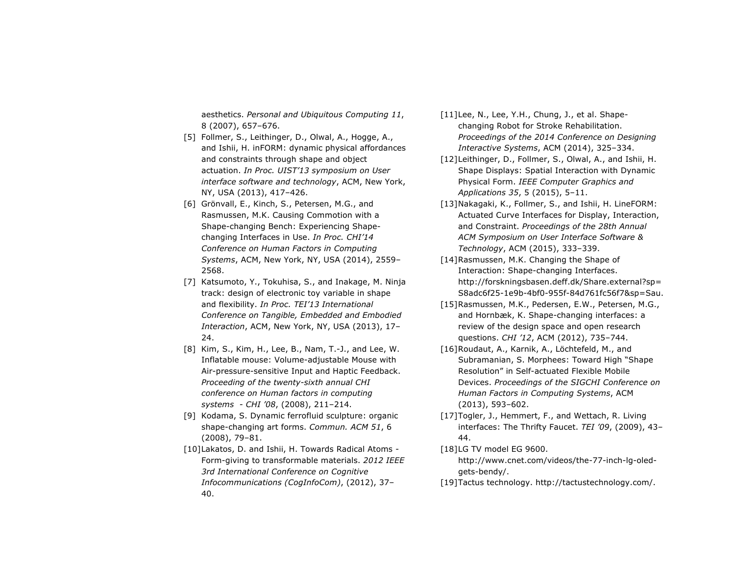aesthetics. *Personal and Ubiquitous Computing 11*, 8 (2007), 657–676.

[5] Follmer, S., Leithinger, D., Olwal, A., Hogge, A., and Ishii, H. inFORM: dynamic physical affordances and constraints through shape and object actuation. *In Proc. UIST'13 symposium on User interface software and technology*, ACM, New York, NY, USA (2013), 417–426.

[6] Grönvall, E., Kinch, S., Petersen, M.G., and Rasmussen, M.K. Causing Commotion with a Shape-changing Bench: Experiencing Shape-changing Interfaces in Use. *In Proc. CHI'14 Conference on Human Factors in Computing Systems*, ACM, New York, NY, USA (2014), 2559–2568.

[7] Katsumoto, Y., Tokuhisa, S., and Inakage, M. Ninja track: design of electronic toy variable in shape and flexibility. *In Proc. TEI'13 International Conference on Tangible, Embedded and Embodied Interaction*, ACM, New York, NY, USA (2013), 17–24.

[8] Kim, S., Kim, H., Lee, B., Nam, T.-J., and Lee, W. Inflatable mouse: Volume-adjustable Mouse with Air-pressure-sensitive Input and Haptic Feedback. *Proceeding of the twenty-sixth annual CHI conference on Human factors in computing systems - CHI '08*, (2008), 211–214.

[9] Kodama, S. Dynamic ferrofluid sculpture: organic shape-changing art forms. *Commun. ACM 51*, 6 (2008), 79–81.

[10] Lakatos, D. and Ishii, H. Towards Radical Atoms - Form-giving to transformable materials. *2012 IEEE 3rd International Conference on Cognitive Infocommunications (CogInfoCom)*, (2012), 37–40.

[11] Lee, N., Lee, Y.H., Chung, J., et al. Shape-changing Robot for Stroke Rehabilitation. *Proceedings of the 2014 Conference on Designing Interactive Systems*, ACM (2014), 325–334.

[12] Leithinger, D., Follmer, S., Olwal, A., and Ishii, H. Shape Displays: Spatial Interaction with Dynamic Physical Form. *IEEE Computer Graphics and Applications 35*, 5 (2015), 5–11.

[13] Nakagaki, K., Follmer, S., and Ishii, H. LineFORM: Actuated Curve Interfaces for Display, Interaction, and Constraint. *Proceedings of the 28th Annual ACM Symposium on User Interface Software & Technology*, ACM (2015), 333–339.

[14] Rasmussen, M.K. Changing the Shape of Interaction: Shape-changing Interfaces. http://forskningsbasen.deff.dk/Share.external?sp=S8adc6f25-1e9b-4bf0-955f-84d761fc56f7&sp=Sau.

[15] Rasmussen, M.K., Pedersen, E.W., Petersen, M.G., and Hornbæk, K. Shape-changing interfaces: a review of the design space and open research questions. *CHI '12*, ACM (2012), 735–744.

[16] Roudaut, A., Karnik, A., Löchtefeld, M., and Subramanian, S. Morphees: Toward High "Shape Resolution" in Self-actuated Flexible Mobile Devices. *Proceedings of the SIGCHI Conference on Human Factors in Computing Systems*, ACM (2013), 593–602.

[17] Togler, J., Hemmert, F., and Wettach, R. Living interfaces: The Thrifty Faucet. *TEI '09*, (2009), 43–44.

[18] LG TV model EG 9600. http://www.cnet.com/videos/the-77-inch-lg-oled-gets-bendy/.

[19] Tactus technology. http://tactustechnology.com/.